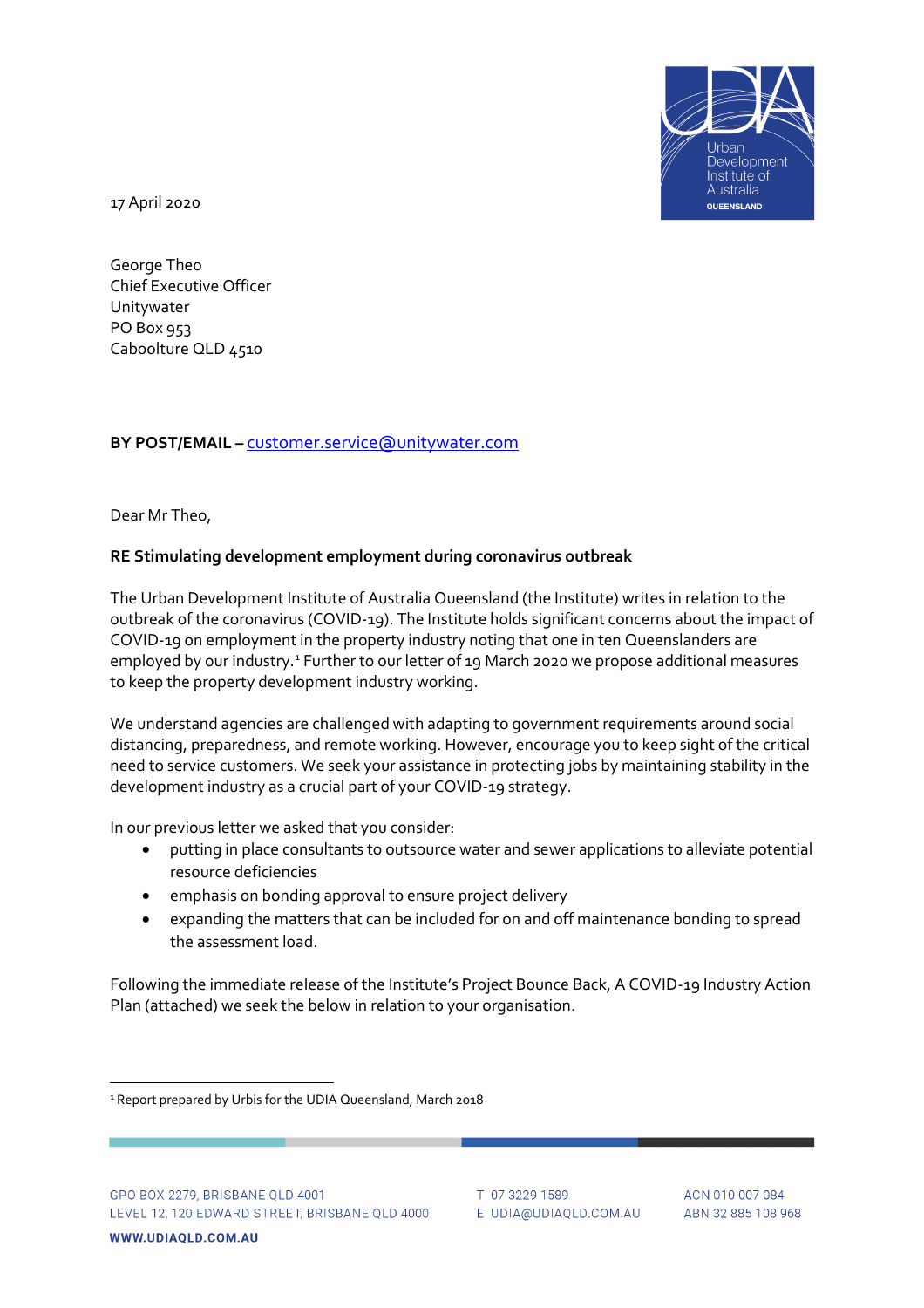17 April 2020

George Theo
Chief Executive Officer
Unitywater
PO Box 953
Caboolture QLD 4510

**BY POST/EMAIL –** customer.service@unitywater.com

Dear Mr Theo,

**RE Stimulating development employment during coronavirus outbreak**

The Urban Development Institute of Australia Queensland (the Institute) writes in relation to the outbreak of the coronavirus (COVID-19). The Institute holds significant concerns about the impact of COVID-19 on employment in the property industry noting that one in ten Queenslanders are employed by our industry.[1] Further to our letter of 19 March 2020 we propose additional measures to keep the property development industry working.

We understand agencies are challenged with adapting to government requirements around social distancing, preparedness, and remote working. However, encourage you to keep sight of the critical need to service customers. We seek your assistance in protecting jobs by maintaining stability in the development industry as a crucial part of your COVID-19 strategy.

In our previous letter we asked that you consider:

- putting in place consultants to outsource water and sewer applications to alleviate potential resource deficiencies
- emphasis on bonding approval to ensure project delivery
- expanding the matters that can be included for on and off maintenance bonding to spread the assessment load.

Following the immediate release of the Institute's Project Bounce Back, A COVID-19 Industry Action Plan (attached) we seek the below in relation to your organisation.

[1] Report prepared by Urbis for the UDIA Queensland, March 2018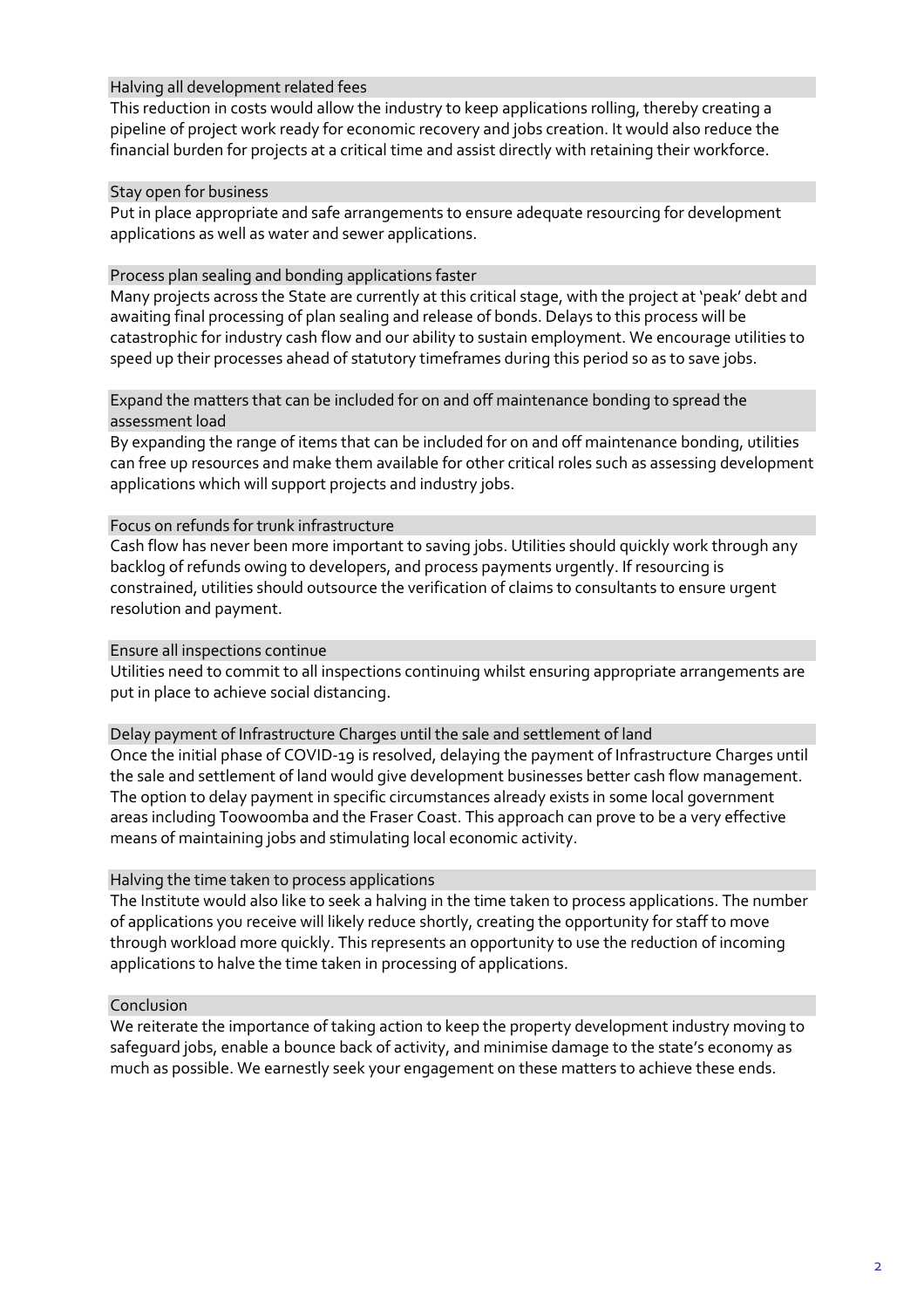### Halving all development related fees

This reduction in costs would allow the industry to keep applications rolling, thereby creating a pipeline of project work ready for economic recovery and jobs creation. It would also reduce the financial burden for projects at a critical time and assist directly with retaining their workforce.

### Stay open for business

Put in place appropriate and safe arrangements to ensure adequate resourcing for development applications as well as water and sewer applications.

### Process plan sealing and bonding applications faster

Many projects across the State are currently at this critical stage, with the project at 'peak' debt and awaiting final processing of plan sealing and release of bonds. Delays to this process will be catastrophic for industry cash flow and our ability to sustain employment. We encourage utilities to speed up their processes ahead of statutory timeframes during this period so as to save jobs.

### Expand the matters that can be included for on and off maintenance bonding to spread the assessment load

By expanding the range of items that can be included for on and off maintenance bonding, utilities can free up resources and make them available for other critical roles such as assessing development applications which will support projects and industry jobs.

### Focus on refunds for trunk infrastructure

Cash flow has never been more important to saving jobs. Utilities should quickly work through any backlog of refunds owing to developers, and process payments urgently. If resourcing is constrained, utilities should outsource the verification of claims to consultants to ensure urgent resolution and payment.

### Ensure all inspections continue

Utilities need to commit to all inspections continuing whilst ensuring appropriate arrangements are put in place to achieve social distancing.

### Delay payment of Infrastructure Charges until the sale and settlement of land

Once the initial phase of COVID-19 is resolved, delaying the payment of Infrastructure Charges until the sale and settlement of land would give development businesses better cash flow management. The option to delay payment in specific circumstances already exists in some local government areas including Toowoomba and the Fraser Coast. This approach can prove to be a very effective means of maintaining jobs and stimulating local economic activity.

### Halving the time taken to process applications

The Institute would also like to seek a halving in the time taken to process applications. The number of applications you receive will likely reduce shortly, creating the opportunity for staff to move through workload more quickly. This represents an opportunity to use the reduction of incoming applications to halve the time taken in processing of applications.

### Conclusion

We reiterate the importance of taking action to keep the property development industry moving to safeguard jobs, enable a bounce back of activity, and minimise damage to the state's economy as much as possible. We earnestly seek your engagement on these matters to achieve these ends.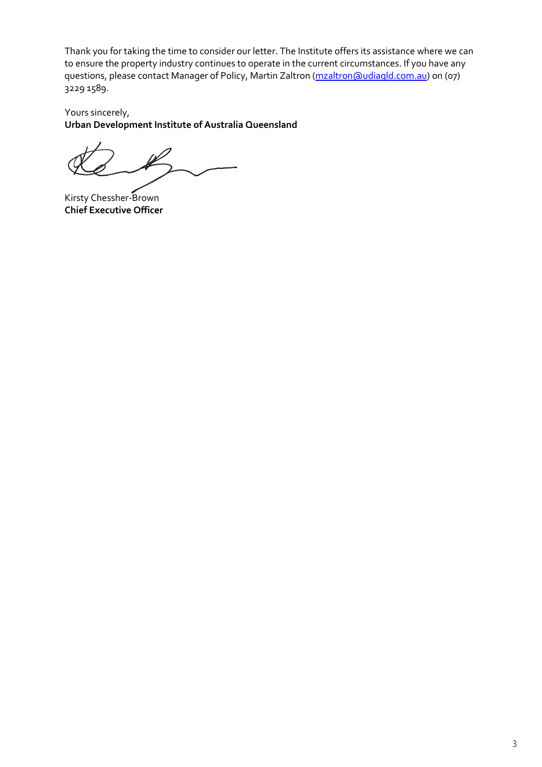Thank you for taking the time to consider our letter. The Institute offers its assistance where we can to ensure the property industry continues to operate in the current circumstances. If you have any questions, please contact Manager of Policy, Martin Zaltron (mzaltron@udiaqld.com.au) on (07) 3229 1589.

Yours sincerely,
**Urban Development Institute of Australia Queensland**

Kirsty Chessher-Brown
**Chief Executive Officer**